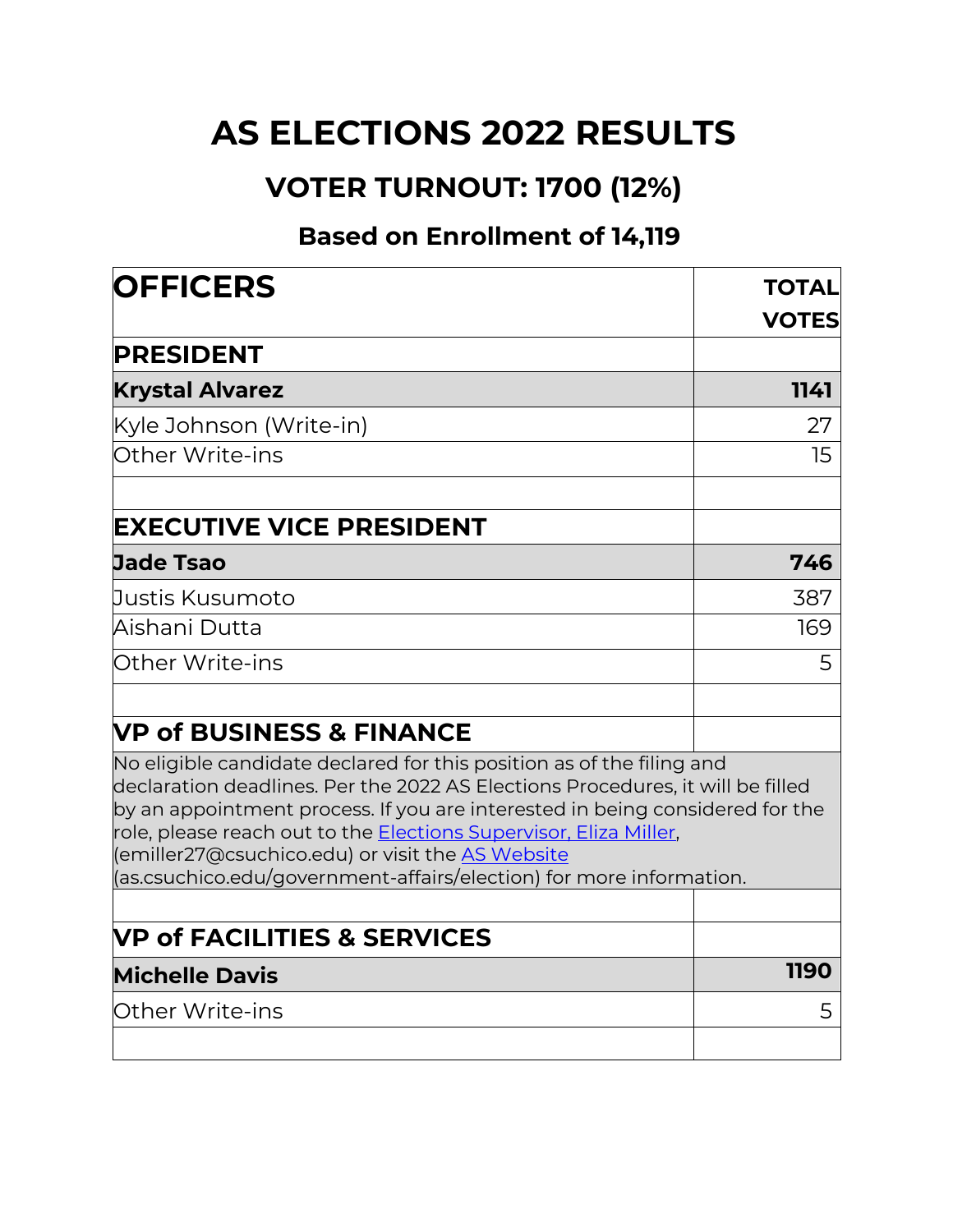# AS ELECTIONS 2022 RESULTS

## VOTER TURNOUT: 1700 (12%)

### Based on Enrollment of 14,119

| OFFICERS | TOTAL VOTES |
|---|---|
| **PRESIDENT** | |
| **Krystal Alvarez** | **1141** |
| Kyle Johnson (Write-in) | 27 |
| Other Write-ins | 15 |
| | |
| **EXECUTIVE VICE PRESIDENT** | |
| **Jade Tsao** | **746** |
| Justis Kusumoto | 387 |
| Aishani Dutta | 169 |
| Other Write-ins | 5 |
| | |
| **VP of BUSINESS & FINANCE** | |
| No eligible candidate declared for this position as of the filing and declaration deadlines. Per the 2022 AS Elections Procedures, it will be filled by an appointment process. If you are interested in being considered for the role, please reach out to the Elections Supervisor, Eliza Miller, (emiller27@csuchico.edu) or visit the AS Website (as.csuchico.edu/government-affairs/election) for more information. | |
| | |
| **VP of FACILITIES & SERVICES** | |
| **Michelle Davis** | **1190** |
| Other Write-ins | 5 |
| | |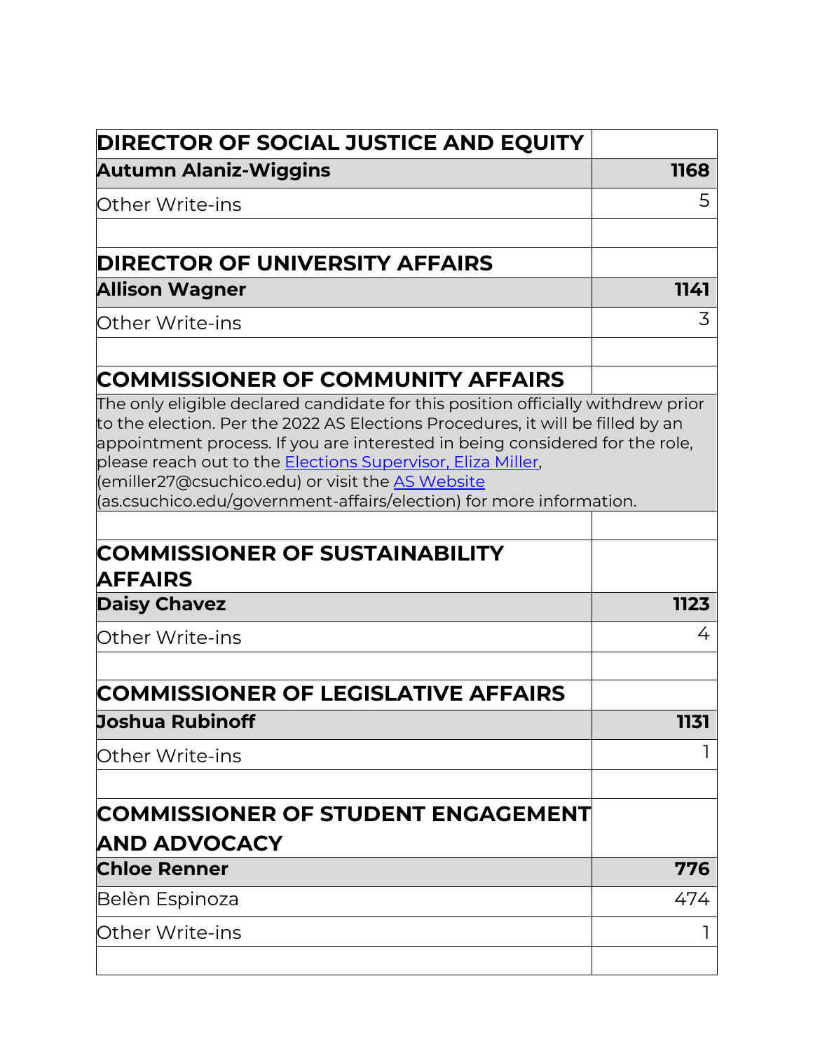| DIRECTOR OF SOCIAL JUSTICE AND EQUITY | |
|---|---|
| **Autumn Alaniz-Wiggins** | **1168** |
| Other Write-ins | 5 |
| | |
| **DIRECTOR OF UNIVERSITY AFFAIRS** | |
| **Allison Wagner** | **1141** |
| Other Write-ins | 3 |
| | |
| **COMMISSIONER OF COMMUNITY AFFAIRS** | |
| The only eligible declared candidate for this position officially withdrew prior to the election. Per the 2022 AS Elections Procedures, it will be filled by an appointment process. If you are interested in being considered for the role, please reach out to the [Elections Supervisor, Eliza Miller](mailto:emiller27@csuchico.edu), (emiller27@csuchico.edu) or visit the [AS Website](as.csuchico.edu/government-affairs/election) (as.csuchico.edu/government-affairs/election) for more information. | |
| | |
| **COMMISSIONER OF SUSTAINABILITY AFFAIRS** | |
| **Daisy Chavez** | **1123** |
| Other Write-ins | 4 |
| | |
| **COMMISSIONER OF LEGISLATIVE AFFAIRS** | |
| **Joshua Rubinoff** | **1131** |
| Other Write-ins | 1 |
| | |
| **COMMISSIONER OF STUDENT ENGAGEMENT AND ADVOCACY** | |
| **Chloe Renner** | **776** |
| Belèn Espinoza | 474 |
| Other Write-ins | 1 |
| | |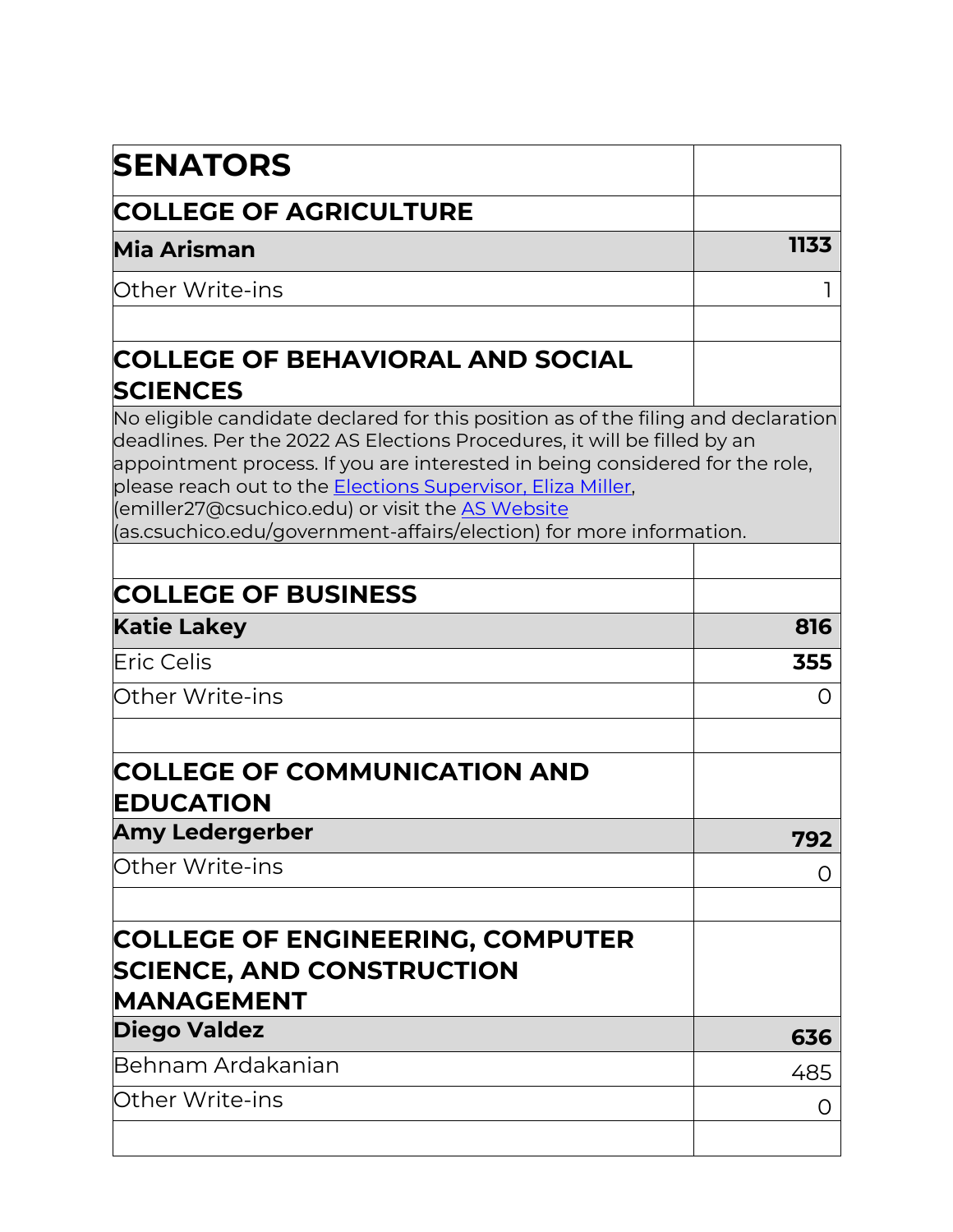| SENATORS | |
|---|---|
| **COLLEGE OF AGRICULTURE** | |
| **Mia Arisman** | **1133** |
| Other Write-ins | 1 |
| | |
| **COLLEGE OF BEHAVIORAL AND SOCIAL SCIENCES** | |
| No eligible candidate declared for this position as of the filing and declaration deadlines. Per the 2022 AS Elections Procedures, it will be filled by an appointment process. If you are interested in being considered for the role, please reach out to the [Elections Supervisor, Eliza Miller](mailto:emiller27@csuchico.edu), (emiller27@csuchico.edu) or visit the [AS Website](https://as.csuchico.edu/government-affairs/election) (as.csuchico.edu/government-affairs/election) for more information. | |
| | |
| **COLLEGE OF BUSINESS** | |
| **Katie Lakey** | **816** |
| Eric Celis | **355** |
| Other Write-ins | 0 |
| | |
| **COLLEGE OF COMMUNICATION AND EDUCATION** | |
| **Amy Ledergerber** | **792** |
| Other Write-ins | 0 |
| | |
| **COLLEGE OF ENGINEERING, COMPUTER SCIENCE, AND CONSTRUCTION MANAGEMENT** | |
| **Diego Valdez** | **636** |
| Behnam Ardakanian | 485 |
| Other Write-ins | 0 |
| | |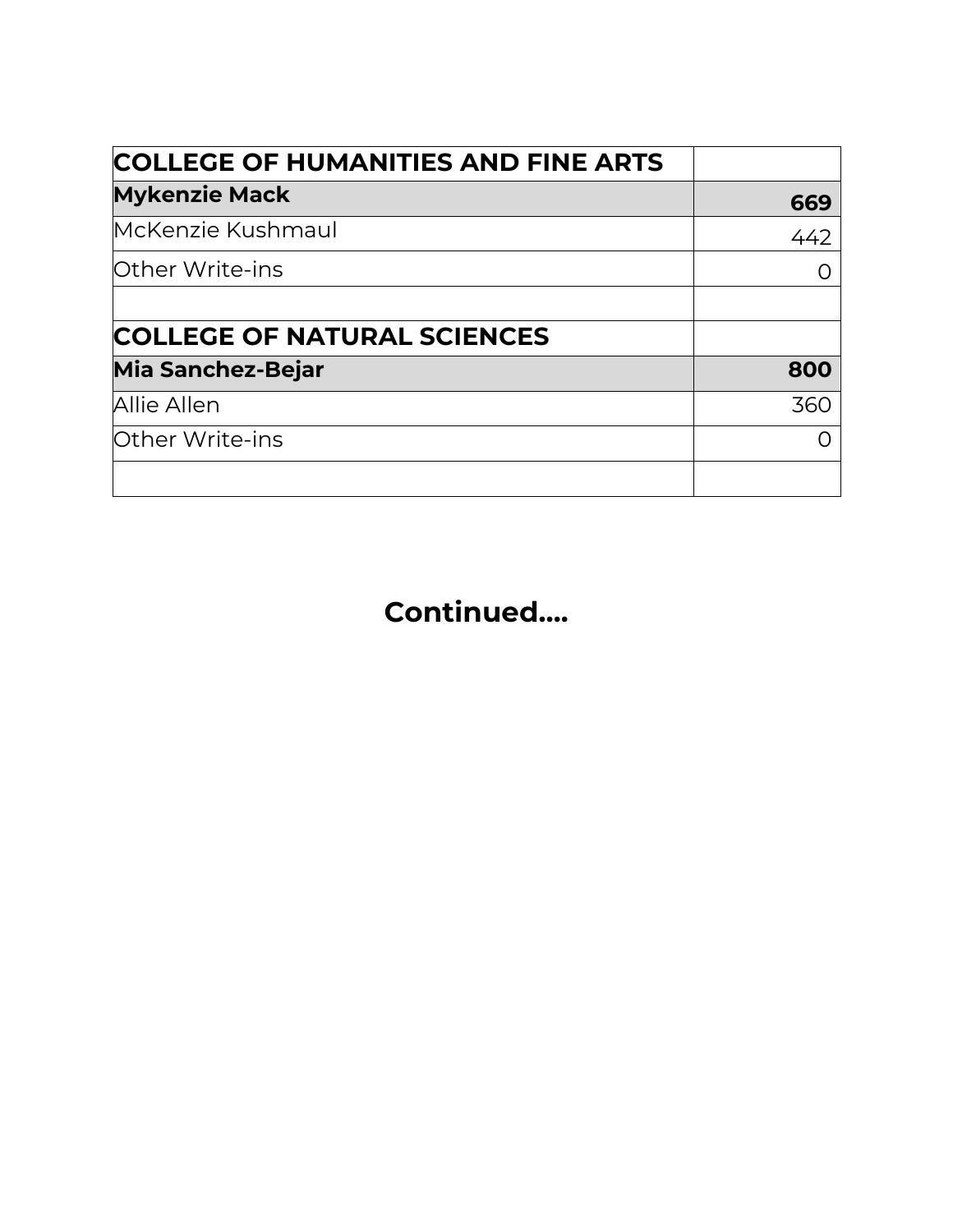| COLLEGE OF HUMANITIES AND FINE ARTS | |
|---|---|
| **Mykenzie Mack** | **669** |
| McKenzie Kushmaul | 442 |
| Other Write-ins | 0 |
| | |
| **COLLEGE OF NATURAL SCIENCES** | |
| **Mia Sanchez-Bejar** | **800** |
| Allie Allen | 360 |
| Other Write-ins | 0 |
| | |

**Continued....**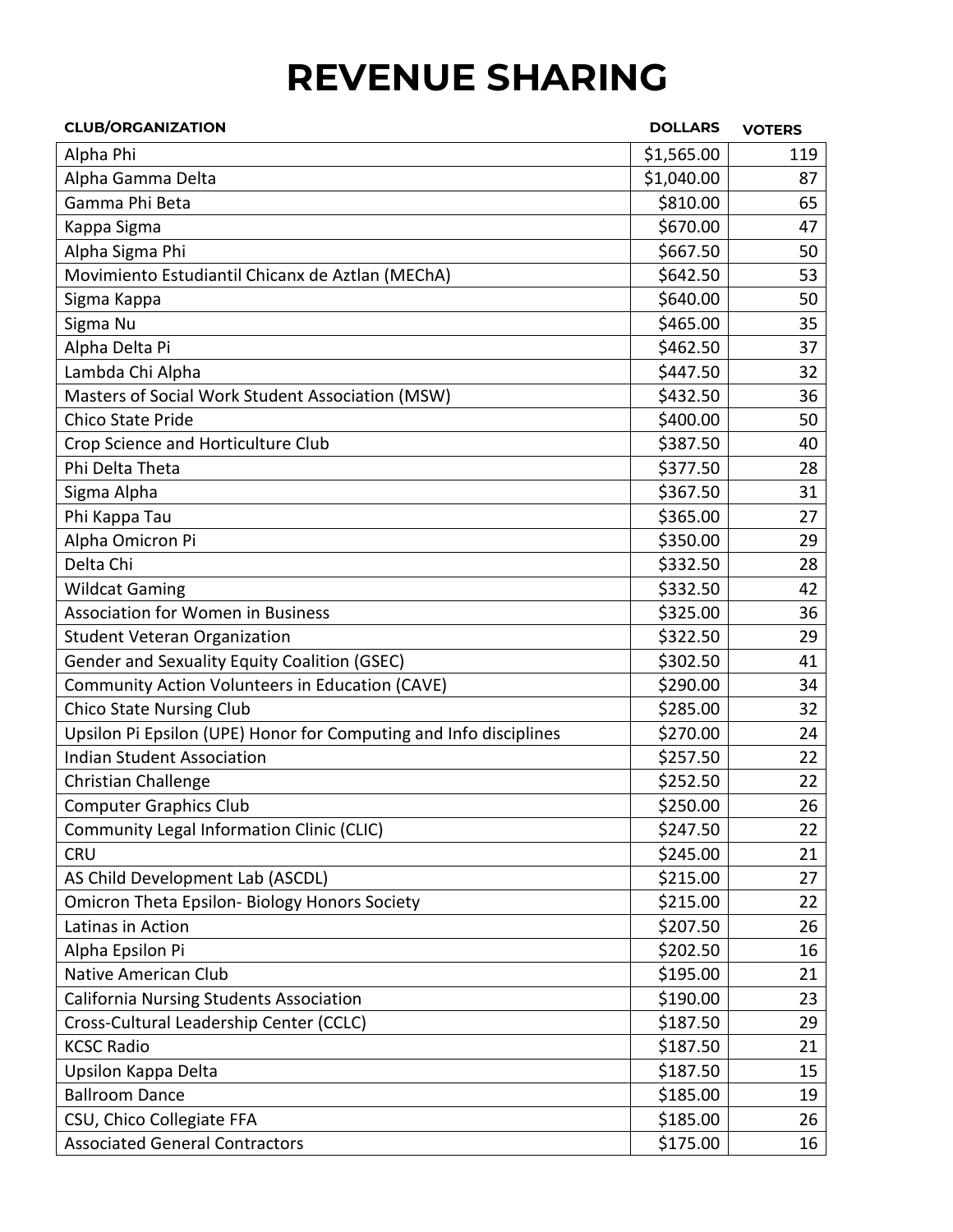# REVENUE SHARING

| CLUB/ORGANIZATION | DOLLARS | VOTERS |
|---|---|---|
| Alpha Phi | $1,565.00 | 119 |
| Alpha Gamma Delta | $1,040.00 | 87 |
| Gamma Phi Beta | $810.00 | 65 |
| Kappa Sigma | $670.00 | 47 |
| Alpha Sigma Phi | $667.50 | 50 |
| Movimiento Estudiantil Chicanx de Aztlan (MEChA) | $642.50 | 53 |
| Sigma Kappa | $640.00 | 50 |
| Sigma Nu | $465.00 | 35 |
| Alpha Delta Pi | $462.50 | 37 |
| Lambda Chi Alpha | $447.50 | 32 |
| Masters of Social Work Student Association (MSW) | $432.50 | 36 |
| Chico State Pride | $400.00 | 50 |
| Crop Science and Horticulture Club | $387.50 | 40 |
| Phi Delta Theta | $377.50 | 28 |
| Sigma Alpha | $367.50 | 31 |
| Phi Kappa Tau | $365.00 | 27 |
| Alpha Omicron Pi | $350.00 | 29 |
| Delta Chi | $332.50 | 28 |
| Wildcat Gaming | $332.50 | 42 |
| Association for Women in Business | $325.00 | 36 |
| Student Veteran Organization | $322.50 | 29 |
| Gender and Sexuality Equity Coalition (GSEC) | $302.50 | 41 |
| Community Action Volunteers in Education (CAVE) | $290.00 | 34 |
| Chico State Nursing Club | $285.00 | 32 |
| Upsilon Pi Epsilon (UPE) Honor for Computing and Info disciplines | $270.00 | 24 |
| Indian Student Association | $257.50 | 22 |
| Christian Challenge | $252.50 | 22 |
| Computer Graphics Club | $250.00 | 26 |
| Community Legal Information Clinic (CLIC) | $247.50 | 22 |
| CRU | $245.00 | 21 |
| AS Child Development Lab (ASCDL) | $215.00 | 27 |
| Omicron Theta Epsilon- Biology Honors Society | $215.00 | 22 |
| Latinas in Action | $207.50 | 26 |
| Alpha Epsilon Pi | $202.50 | 16 |
| Native American Club | $195.00 | 21 |
| California Nursing Students Association | $190.00 | 23 |
| Cross-Cultural Leadership Center (CCLC) | $187.50 | 29 |
| KCSC Radio | $187.50 | 21 |
| Upsilon Kappa Delta | $187.50 | 15 |
| Ballroom Dance | $185.00 | 19 |
| CSU, Chico Collegiate FFA | $185.00 | 26 |
| Associated General Contractors | $175.00 | 16 |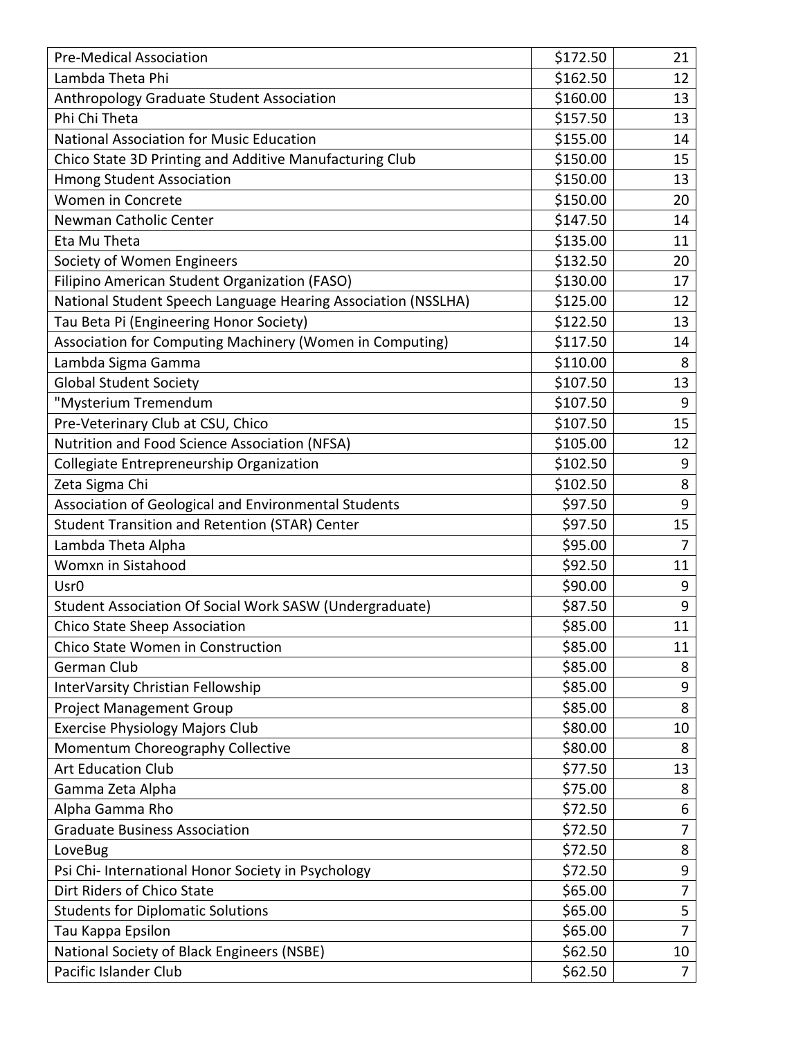| Pre-Medical Association | $172.50 | 21 |
|---|---|---|
| Lambda Theta Phi | $162.50 | 12 |
| Anthropology Graduate Student Association | $160.00 | 13 |
| Phi Chi Theta | $157.50 | 13 |
| National Association for Music Education | $155.00 | 14 |
| Chico State 3D Printing and Additive Manufacturing Club | $150.00 | 15 |
| Hmong Student Association | $150.00 | 13 |
| Women in Concrete | $150.00 | 20 |
| Newman Catholic Center | $147.50 | 14 |
| Eta Mu Theta | $135.00 | 11 |
| Society of Women Engineers | $132.50 | 20 |
| Filipino American Student Organization (FASO) | $130.00 | 17 |
| National Student Speech Language Hearing Association (NSSLHA) | $125.00 | 12 |
| Tau Beta Pi (Engineering Honor Society) | $122.50 | 13 |
| Association for Computing Machinery (Women in Computing) | $117.50 | 14 |
| Lambda Sigma Gamma | $110.00 | 8 |
| Global Student Society | $107.50 | 13 |
| "Mysterium Tremendum | $107.50 | 9 |
| Pre-Veterinary Club at CSU, Chico | $107.50 | 15 |
| Nutrition and Food Science Association (NFSA) | $105.00 | 12 |
| Collegiate Entrepreneurship Organization | $102.50 | 9 |
| Zeta Sigma Chi | $102.50 | 8 |
| Association of Geological and Environmental Students | $97.50 | 9 |
| Student Transition and Retention (STAR) Center | $97.50 | 15 |
| Lambda Theta Alpha | $95.00 | 7 |
| Womxn in Sistahood | $92.50 | 11 |
| Usr0 | $90.00 | 9 |
| Student Association Of Social Work SASW (Undergraduate) | $87.50 | 9 |
| Chico State Sheep Association | $85.00 | 11 |
| Chico State Women in Construction | $85.00 | 11 |
| German Club | $85.00 | 8 |
| InterVarsity Christian Fellowship | $85.00 | 9 |
| Project Management Group | $85.00 | 8 |
| Exercise Physiology Majors Club | $80.00 | 10 |
| Momentum Choreography Collective | $80.00 | 8 |
| Art Education Club | $77.50 | 13 |
| Gamma Zeta Alpha | $75.00 | 8 |
| Alpha Gamma Rho | $72.50 | 6 |
| Graduate Business Association | $72.50 | 7 |
| LoveBug | $72.50 | 8 |
| Psi Chi- International Honor Society in Psychology | $72.50 | 9 |
| Dirt Riders of Chico State | $65.00 | 7 |
| Students for Diplomatic Solutions | $65.00 | 5 |
| Tau Kappa Epsilon | $65.00 | 7 |
| National Society of Black Engineers (NSBE) | $62.50 | 10 |
| Pacific Islander Club | $62.50 | 7 |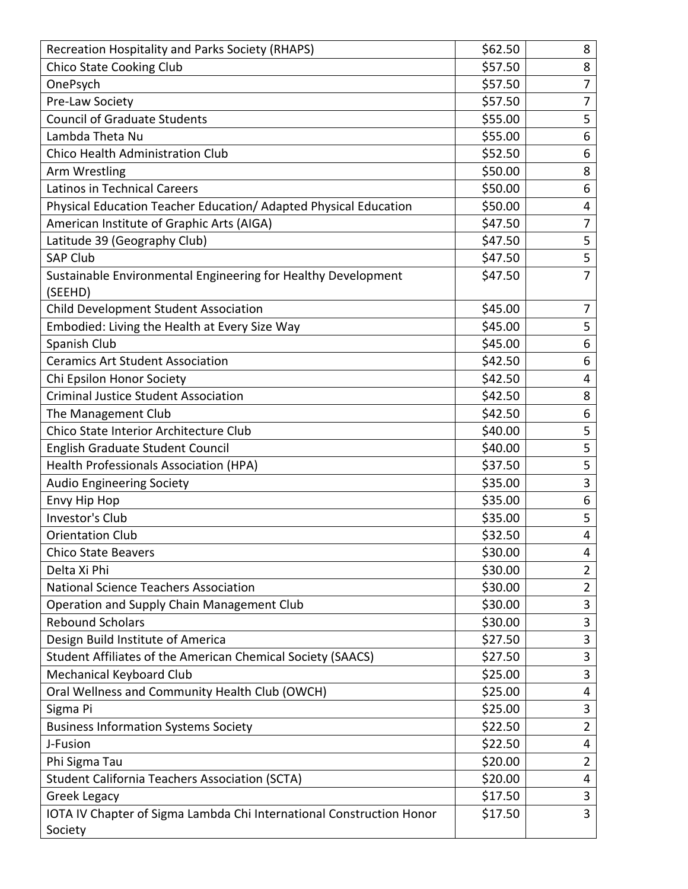| Recreation Hospitality and Parks Society (RHAPS) | $62.50 | 8 |
|---|---|---|
| Chico State Cooking Club | $57.50 | 8 |
| OnePsych | $57.50 | 7 |
| Pre-Law Society | $57.50 | 7 |
| Council of Graduate Students | $55.00 | 5 |
| Lambda Theta Nu | $55.00 | 6 |
| Chico Health Administration Club | $52.50 | 6 |
| Arm Wrestling | $50.00 | 8 |
| Latinos in Technical Careers | $50.00 | 6 |
| Physical Education Teacher Education/ Adapted Physical Education | $50.00 | 4 |
| American Institute of Graphic Arts (AIGA) | $47.50 | 7 |
| Latitude 39 (Geography Club) | $47.50 | 5 |
| SAP Club | $47.50 | 5 |
| Sustainable Environmental Engineering for Healthy Development (SEEHD) | $47.50 | 7 |
| Child Development Student Association | $45.00 | 7 |
| Embodied: Living the Health at Every Size Way | $45.00 | 5 |
| Spanish Club | $45.00 | 6 |
| Ceramics Art Student Association | $42.50 | 6 |
| Chi Epsilon Honor Society | $42.50 | 4 |
| Criminal Justice Student Association | $42.50 | 8 |
| The Management Club | $42.50 | 6 |
| Chico State Interior Architecture Club | $40.00 | 5 |
| English Graduate Student Council | $40.00 | 5 |
| Health Professionals Association (HPA) | $37.50 | 5 |
| Audio Engineering Society | $35.00 | 3 |
| Envy Hip Hop | $35.00 | 6 |
| Investor's Club | $35.00 | 5 |
| Orientation Club | $32.50 | 4 |
| Chico State Beavers | $30.00 | 4 |
| Delta Xi Phi | $30.00 | 2 |
| National Science Teachers Association | $30.00 | 2 |
| Operation and Supply Chain Management Club | $30.00 | 3 |
| Rebound Scholars | $30.00 | 3 |
| Design Build Institute of America | $27.50 | 3 |
| Student Affiliates of the American Chemical Society (SAACS) | $27.50 | 3 |
| Mechanical Keyboard Club | $25.00 | 3 |
| Oral Wellness and Community Health Club (OWCH) | $25.00 | 4 |
| Sigma Pi | $25.00 | 3 |
| Business Information Systems Society | $22.50 | 2 |
| J-Fusion | $22.50 | 4 |
| Phi Sigma Tau | $20.00 | 2 |
| Student California Teachers Association (SCTA) | $20.00 | 4 |
| Greek Legacy | $17.50 | 3 |
| IOTA IV Chapter of Sigma Lambda Chi International Construction Honor Society | $17.50 | 3 |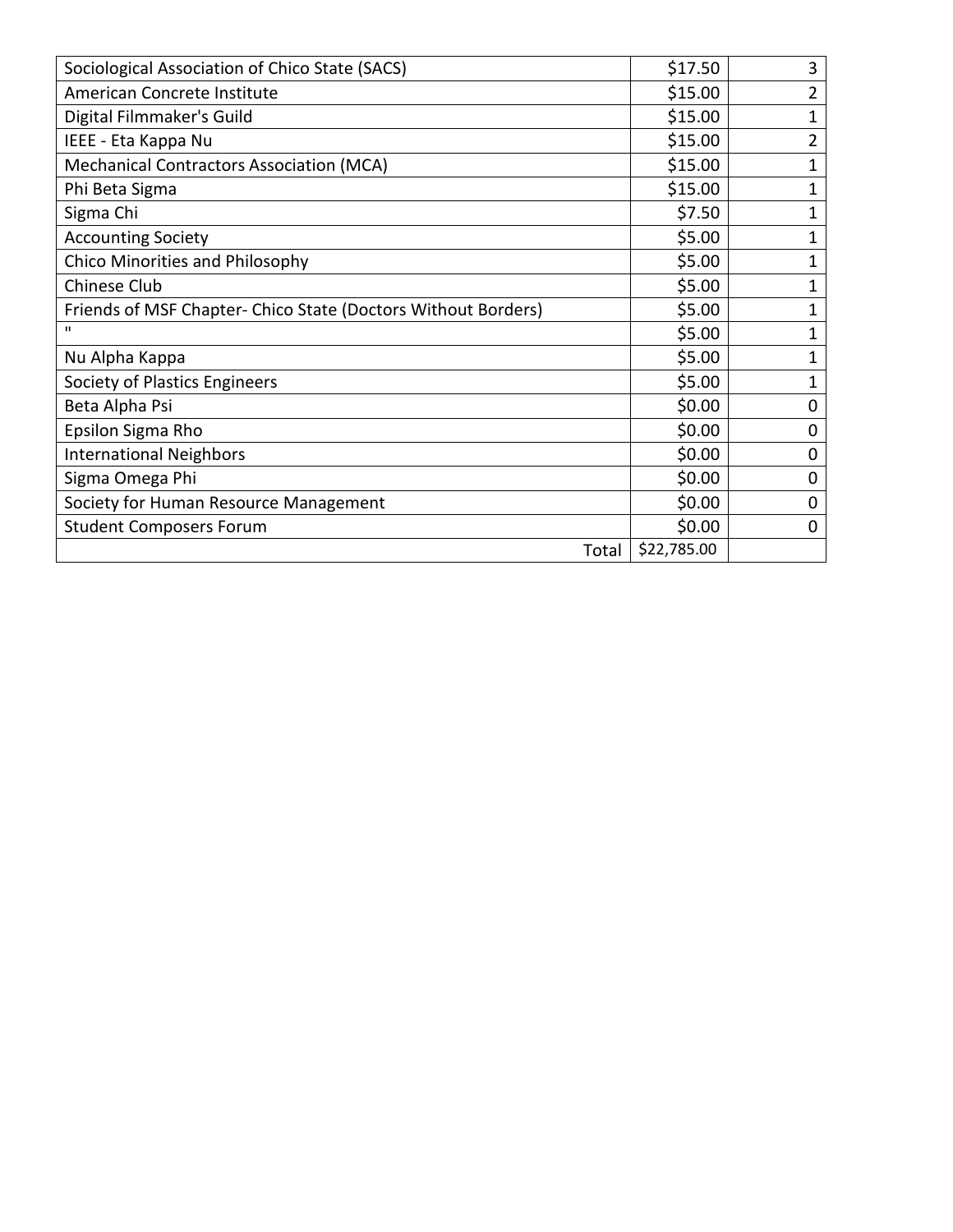| | | |
|---|---|---|
| Sociological Association of Chico State (SACS) | $17.50 | 3 |
| American Concrete Institute | $15.00 | 2 |
| Digital Filmmaker's Guild | $15.00 | 1 |
| IEEE - Eta Kappa Nu | $15.00 | 2 |
| Mechanical Contractors Association (MCA) | $15.00 | 1 |
| Phi Beta Sigma | $15.00 | 1 |
| Sigma Chi | $7.50 | 1 |
| Accounting Society | $5.00 | 1 |
| Chico Minorities and Philosophy | $5.00 | 1 |
| Chinese Club | $5.00 | 1 |
| Friends of MSF Chapter- Chico State (Doctors Without Borders) | $5.00 | 1 |
| " | $5.00 | 1 |
| Nu Alpha Kappa | $5.00 | 1 |
| Society of Plastics Engineers | $5.00 | 1 |
| Beta Alpha Psi | $0.00 | 0 |
| Epsilon Sigma Rho | $0.00 | 0 |
| International Neighbors | $0.00 | 0 |
| Sigma Omega Phi | $0.00 | 0 |
| Society for Human Resource Management | $0.00 | 0 |
| Student Composers Forum | $0.00 | 0 |
| Total | $22,785.00 | |